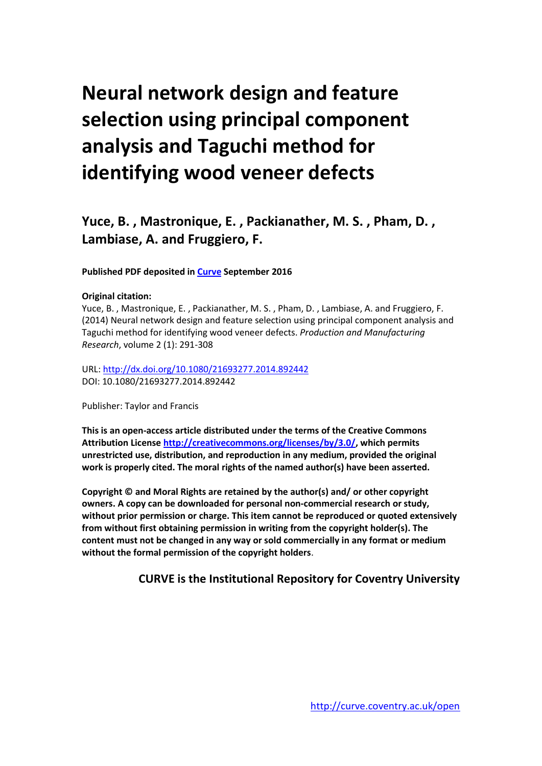# Neural network design and feature selection using principal component analysis and Taguchi method for identifying wood veneer defects

## Yuce, B. , Mastronique, E. , Packianather, M. S. , Pham, D. , Lambiase, A. and Fruggiero, F.

**Published PDF deposited in [Curve](http://curve.coventry.ac.uk/open) September 2016**

**Original citation:**
Yuce, B. , Mastronique, E. , Packianather, M. S. , Pham, D. , Lambiase, A. and Fruggiero, F. (2014) Neural network design and feature selection using principal component analysis and Taguchi method for identifying wood veneer defects. *Production and Manufacturing Research*, volume 2 (1): 291-308

URL: [http://dx.doi.org/10.1080/21693277.2014.892442](http://dx.doi.org/10.1080/21693277.2014.892442)
DOI: 10.1080/21693277.2014.892442

Publisher: Taylor and Francis

**This is an open-access article distributed under the terms of the Creative Commons Attribution License [http://creativecommons.org/licenses/by/3.0/](http://creativecommons.org/licenses/by/3.0/), which permits unrestricted use, distribution, and reproduction in any medium, provided the original work is properly cited. The moral rights of the named author(s) have been asserted.**

**Copyright © and Moral Rights are retained by the author(s) and/ or other copyright owners. A copy can be downloaded for personal non-commercial research or study, without prior permission or charge. This item cannot be reproduced or quoted extensively from without first obtaining permission in writing from the copyright holder(s). The content must not be changed in any way or sold commercially in any format or medium without the formal permission of the copyright holders.**

**CURVE is the Institutional Repository for Coventry University**

[http://curve.coventry.ac.uk/open](http://curve.coventry.ac.uk/open)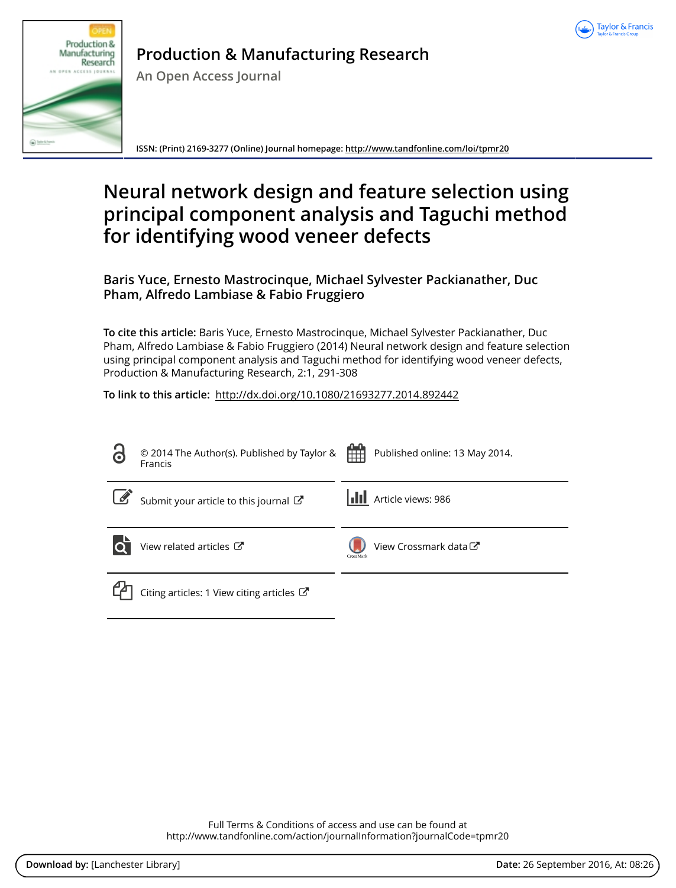# Production & Manufacturing Research

## An Open Access Journal

**ISSN:** (Print) 2169-3277 (Online) Journal homepage: http://www.tandfonline.com/loi/tpmr20

# Neural network design and feature selection using principal component analysis and Taguchi method for identifying wood veneer defects

**Baris Yuce, Ernesto Mastrocinque, Michael Sylvester Packianather, Duc Pham, Alfredo Lambiase & Fabio Fruggiero**

**To cite this article:** Baris Yuce, Ernesto Mastrocinque, Michael Sylvester Packianather, Duc Pham, Alfredo Lambiase & Fabio Fruggiero (2014) Neural network design and feature selection using principal component analysis and Taguchi method for identifying wood veneer defects, Production & Manufacturing Research, 2:1, 291-308

**To link to this article:** http://dx.doi.org/10.1080/21693277.2014.892442

© 2014 The Author(s). Published by Taylor & Francis

Published online: 13 May 2014.

Submit your article to this journal

Article views: 986

View related articles

View Crossmark data

Citing articles: 1 View citing articles

Full Terms & Conditions of access and use can be found at
http://www.tandfonline.com/action/journalInformation?journalCode=tpmr20

**Download by:** [Lanchester Library]

**Date:** 26 September 2016, At: 08:26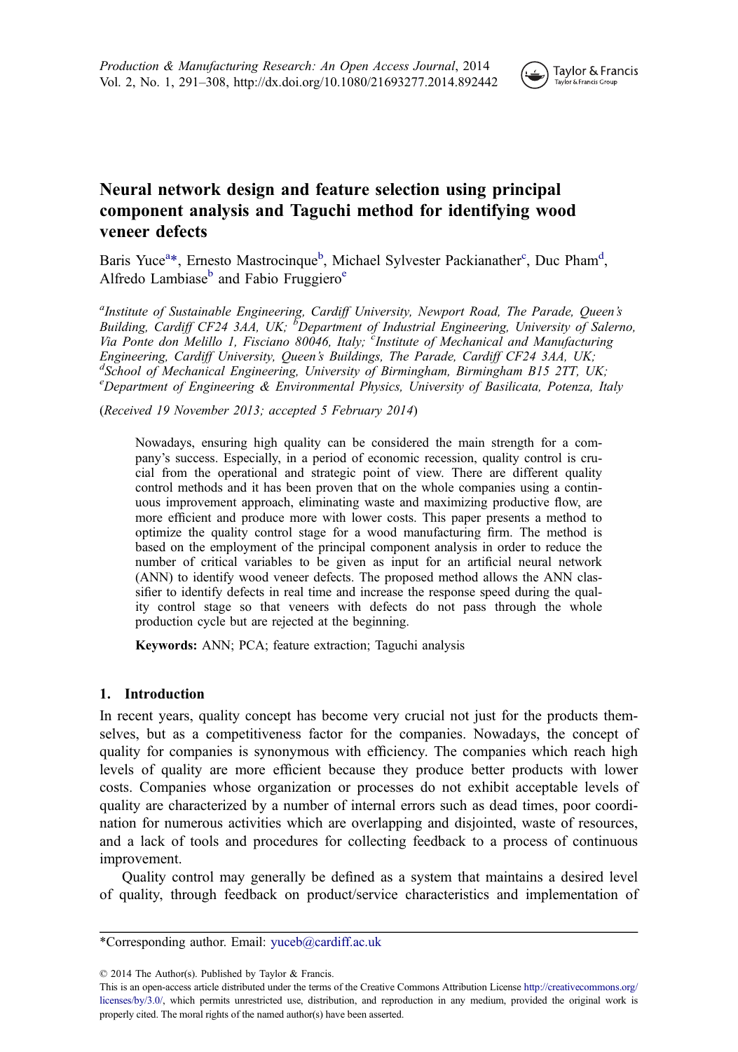# Neural network design and feature selection using principal component analysis and Taguchi method for identifying wood veneer defects

Baris Yuce[a]*, Ernesto Mastrocinque[b], Michael Sylvester Packianather[c], Duc Pham[d], Alfredo Lambiase[b] and Fabio Fruggiero[e]

[a]*Institute of Sustainable Engineering, Cardiff University, Newport Road, The Parade, Queen's Building, Cardiff CF24 3AA, UK;* [b]*Department of Industrial Engineering, University of Salerno, Via Ponte don Melillo 1, Fisciano 80046, Italy;* [c]*Institute of Mechanical and Manufacturing Engineering, Cardiff University, Queen's Buildings, The Parade, Cardiff CF24 3AA, UK;* [d]*School of Mechanical Engineering, University of Birmingham, Birmingham B15 2TT, UK;* [e]*Department of Engineering & Environmental Physics, University of Basilicata, Potenza, Italy*

(*Received 19 November 2013; accepted 5 February 2014*)

Nowadays, ensuring high quality can be considered the main strength for a company's success. Especially, in a period of economic recession, quality control is crucial from the operational and strategic point of view. There are different quality control methods and it has been proven that on the whole companies using a continuous improvement approach, eliminating waste and maximizing productive flow, are more efficient and produce more with lower costs. This paper presents a method to optimize the quality control stage for a wood manufacturing firm. The method is based on the employment of the principal component analysis in order to reduce the number of critical variables to be given as input for an artificial neural network (ANN) to identify wood veneer defects. The proposed method allows the ANN classifier to identify defects in real time and increase the response speed during the quality control stage so that veneers with defects do not pass through the whole production cycle but are rejected at the beginning.

**Keywords:** ANN; PCA; feature extraction; Taguchi analysis

## 1. Introduction

In recent years, quality concept has become very crucial not just for the products themselves, but as a competitiveness factor for the companies. Nowadays, the concept of quality for companies is synonymous with efficiency. The companies which reach high levels of quality are more efficient because they produce better products with lower costs. Companies whose organization or processes do not exhibit acceptable levels of quality are characterized by a number of internal errors such as dead times, poor coordination for numerous activities which are overlapping and disjointed, waste of resources, and a lack of tools and procedures for collecting feedback to a process of continuous improvement.

Quality control may generally be defined as a system that maintains a desired level of quality, through feedback on product/service characteristics and implementation of

*Corresponding author. Email: yuceb@cardiff.ac.uk

© 2014 The Author(s). Published by Taylor & Francis.

This is an open-access article distributed under the terms of the Creative Commons Attribution License http://creativecommons.org/licenses/by/3.0/, which permits unrestricted use, distribution, and reproduction in any medium, provided the original work is properly cited. The moral rights of the named author(s) have been asserted.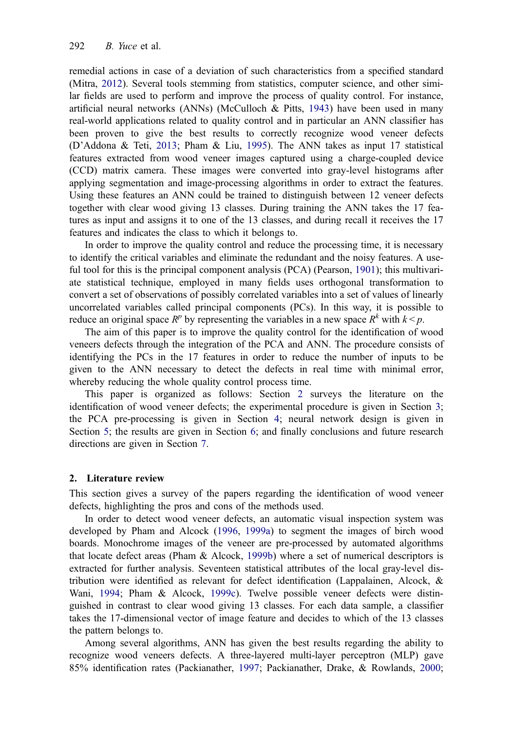remedial actions in case of a deviation of such characteristics from a specified standard (Mitra, 2012). Several tools stemming from statistics, computer science, and other similar fields are used to perform and improve the process of quality control. For instance, artificial neural networks (ANNs) (McCulloch & Pitts, 1943) have been used in many real-world applications related to quality control and in particular an ANN classifier has been proven to give the best results to correctly recognize wood veneer defects (D'Addona & Teti, 2013; Pham & Liu, 1995). The ANN takes as input 17 statistical features extracted from wood veneer images captured using a charge-coupled device (CCD) matrix camera. These images were converted into gray-level histograms after applying segmentation and image-processing algorithms in order to extract the features. Using these features an ANN could be trained to distinguish between 12 veneer defects together with clear wood giving 13 classes. During training the ANN takes the 17 features as input and assigns it to one of the 13 classes, and during recall it receives the 17 features and indicates the class to which it belongs to.

In order to improve the quality control and reduce the processing time, it is necessary to identify the critical variables and eliminate the redundant and the noisy features. A useful tool for this is the principal component analysis (PCA) (Pearson, 1901); this multivariate statistical technique, employed in many fields uses orthogonal transformation to convert a set of observations of possibly correlated variables into a set of values of linearly uncorrelated variables called principal components (PCs). In this way, it is possible to reduce an original space $R^p$ by representing the variables in a new space $R^k$ with $k < p$.

The aim of this paper is to improve the quality control for the identification of wood veneers defects through the integration of the PCA and ANN. The procedure consists of identifying the PCs in the 17 features in order to reduce the number of inputs to be given to the ANN necessary to detect the defects in real time with minimal error, whereby reducing the whole quality control process time.

This paper is organized as follows: Section 2 surveys the literature on the identification of wood veneer defects; the experimental procedure is given in Section 3; the PCA pre-processing is given in Section 4; neural network design is given in Section 5; the results are given in Section 6; and finally conclusions and future research directions are given in Section 7.

## 2. Literature review

This section gives a survey of the papers regarding the identification of wood veneer defects, highlighting the pros and cons of the methods used.

In order to detect wood veneer defects, an automatic visual inspection system was developed by Pham and Alcock (1996, 1999a) to segment the images of birch wood boards. Monochrome images of the veneer are pre-processed by automated algorithms that locate defect areas (Pham & Alcock, 1999b) where a set of numerical descriptors is extracted for further analysis. Seventeen statistical attributes of the local gray-level distribution were identified as relevant for defect identification (Lappalainen, Alcock, & Wani, 1994; Pham & Alcock, 1999c). Twelve possible veneer defects were distinguished in contrast to clear wood giving 13 classes. For each data sample, a classifier takes the 17-dimensional vector of image feature and decides to which of the 13 classes the pattern belongs to.

Among several algorithms, ANN has given the best results regarding the ability to recognize wood veneers defects. A three-layered multi-layer perceptron (MLP) gave 85% identification rates (Packianather, 1997; Packianather, Drake, & Rowlands, 2000;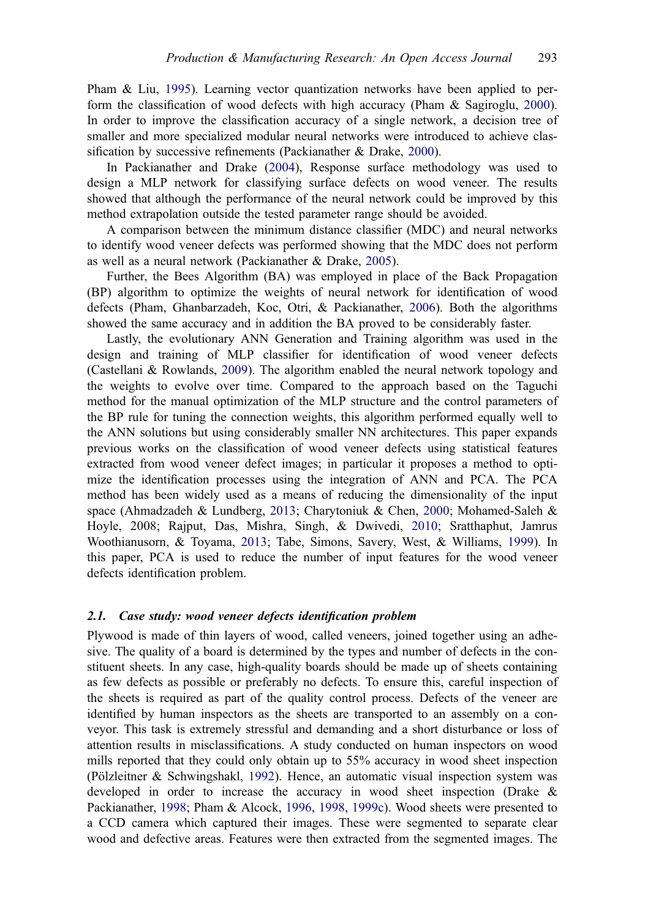Pham & Liu, 1995). Learning vector quantization networks have been applied to perform the classification of wood defects with high accuracy (Pham & Sagiroglu, 2000). In order to improve the classification accuracy of a single network, a decision tree of smaller and more specialized modular neural networks were introduced to achieve classification by successive refinements (Packianather & Drake, 2000).

In Packianather and Drake (2004), Response surface methodology was used to design a MLP network for classifying surface defects on wood veneer. The results showed that although the performance of the neural network could be improved by this method extrapolation outside the tested parameter range should be avoided.

A comparison between the minimum distance classifier (MDC) and neural networks to identify wood veneer defects was performed showing that the MDC does not perform as well as a neural network (Packianather & Drake, 2005).

Further, the Bees Algorithm (BA) was employed in place of the Back Propagation (BP) algorithm to optimize the weights of neural network for identification of wood defects (Pham, Ghanbarzadeh, Koc, Otri, & Packianather, 2006). Both the algorithms showed the same accuracy and in addition the BA proved to be considerably faster.

Lastly, the evolutionary ANN Generation and Training algorithm was used in the design and training of MLP classifier for identification of wood veneer defects (Castellani & Rowlands, 2009). The algorithm enabled the neural network topology and the weights to evolve over time. Compared to the approach based on the Taguchi method for the manual optimization of the MLP structure and the control parameters of the BP rule for tuning the connection weights, this algorithm performed equally well to the ANN solutions but using considerably smaller NN architectures. This paper expands previous works on the classification of wood veneer defects using statistical features extracted from wood veneer defect images; in particular it proposes a method to optimize the identification processes using the integration of ANN and PCA. The PCA method has been widely used as a means of reducing the dimensionality of the input space (Ahmadzadeh & Lundberg, 2013; Charytoniuk & Chen, 2000; Mohamed-Saleh & Hoyle, 2008; Rajput, Das, Mishra, Singh, & Dwivedi, 2010; Sratthaphut, Jamrus Woothianusorn, & Toyama, 2013; Tabe, Simons, Savery, West, & Williams, 1999). In this paper, PCA is used to reduce the number of input features for the wood veneer defects identification problem.

### 2.1. *Case study: wood veneer defects identification problem*

Plywood is made of thin layers of wood, called veneers, joined together using an adhesive. The quality of a board is determined by the types and number of defects in the constituent sheets. In any case, high-quality boards should be made up of sheets containing as few defects as possible or preferably no defects. To ensure this, careful inspection of the sheets is required as part of the quality control process. Defects of the veneer are identified by human inspectors as the sheets are transported to an assembly on a conveyor. This task is extremely stressful and demanding and a short disturbance or loss of attention results in misclassifications. A study conducted on human inspectors on wood mills reported that they could only obtain up to 55% accuracy in wood sheet inspection (Pölzleitner & Schwingshakl, 1992). Hence, an automatic visual inspection system was developed in order to increase the accuracy in wood sheet inspection (Drake & Packianather, 1998; Pham & Alcock, 1996, 1998, 1999c). Wood sheets were presented to a CCD camera which captured their images. These were segmented to separate clear wood and defective areas. Features were then extracted from the segmented images. The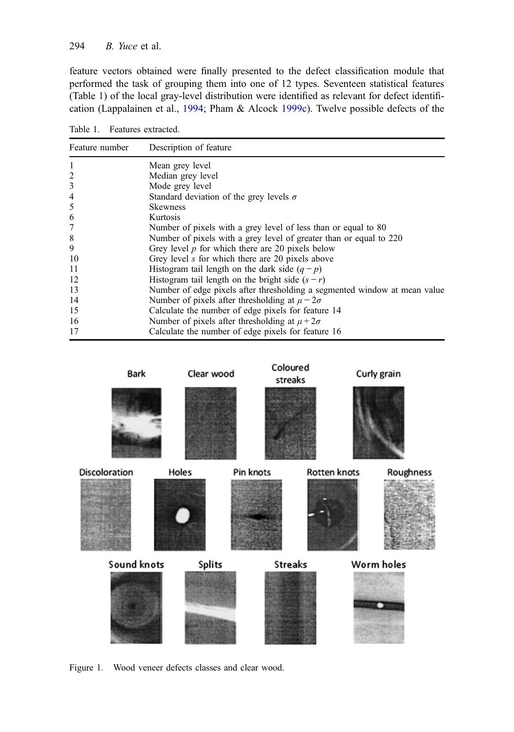feature vectors obtained were finally presented to the defect classification module that performed the task of grouping them into one of 12 types. Seventeen statistical features (Table 1) of the local gray-level distribution were identified as relevant for defect identification (Lappalainen et al., 1994; Pham & Alcock 1999c). Twelve possible defects of the

Table 1. Features extracted.

| Feature number | Description of feature |
|---|---|
| 1 | Mean grey level |
| 2 | Median grey level |
| 3 | Mode grey level |
| 4 | Standard deviation of the grey levels $\sigma$ |
| 5 | Skewness |
| 6 | Kurtosis |
| 7 | Number of pixels with a grey level of less than or equal to 80 |
| 8 | Number of pixels with a grey level of greater than or equal to 220 |
| 9 | Grey level $p$ for which there are 20 pixels below |
| 10 | Grey level $s$ for which there are 20 pixels above |
| 11 | Histogram tail length on the dark side $(q - p)$ |
| 12 | Histogram tail length on the bright side $(s - r)$ |
| 13 | Number of edge pixels after thresholding a segmented window at mean value |
| 14 | Number of pixels after thresholding at $\mu - 2\sigma$ |
| 15 | Calculate the number of edge pixels for feature 14 |
| 16 | Number of pixels after thresholding at $\mu + 2\sigma$ |
| 17 | Calculate the number of edge pixels for feature 16 |

Figure 1. Wood veneer defects classes and clear wood.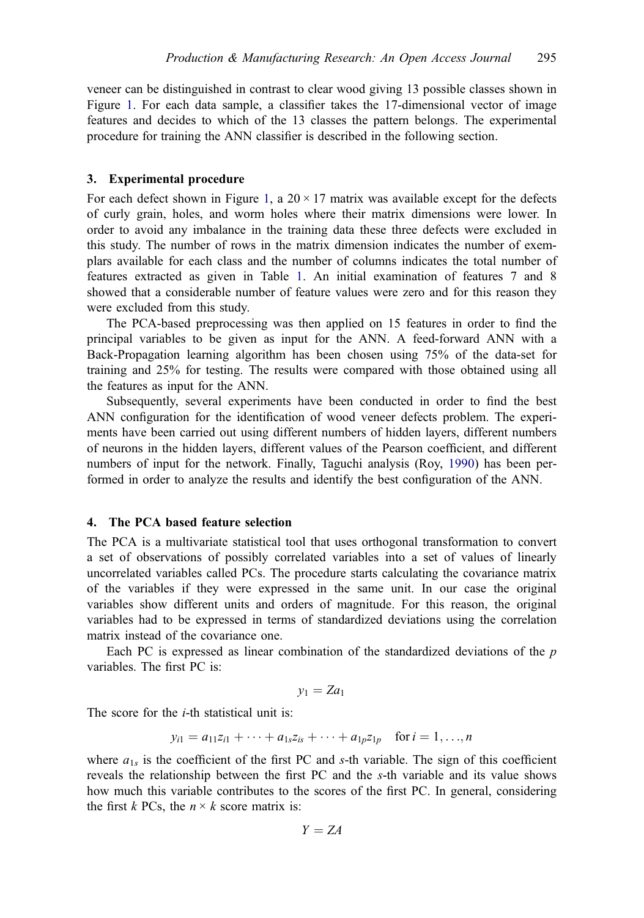veneer can be distinguished in contrast to clear wood giving 13 possible classes shown in Figure 1. For each data sample, a classifier takes the 17-dimensional vector of image features and decides to which of the 13 classes the pattern belongs. The experimental procedure for training the ANN classifier is described in the following section.

## 3. Experimental procedure

For each defect shown in Figure 1, a $20 \times 17$ matrix was available except for the defects of curly grain, holes, and worm holes where their matrix dimensions were lower. In order to avoid any imbalance in the training data these three defects were excluded in this study. The number of rows in the matrix dimension indicates the number of exemplars available for each class and the number of columns indicates the total number of features extracted as given in Table 1. An initial examination of features 7 and 8 showed that a considerable number of feature values were zero and for this reason they were excluded from this study.

The PCA-based preprocessing was then applied on 15 features in order to find the principal variables to be given as input for the ANN. A feed-forward ANN with a Back-Propagation learning algorithm has been chosen using 75% of the data-set for training and 25% for testing. The results were compared with those obtained using all the features as input for the ANN.

Subsequently, several experiments have been conducted in order to find the best ANN configuration for the identification of wood veneer defects problem. The experiments have been carried out using different numbers of hidden layers, different numbers of neurons in the hidden layers, different values of the Pearson coefficient, and different numbers of input for the network. Finally, Taguchi analysis (Roy, 1990) has been performed in order to analyze the results and identify the best configuration of the ANN.

## 4. The PCA based feature selection

The PCA is a multivariate statistical tool that uses orthogonal transformation to convert a set of observations of possibly correlated variables into a set of values of linearly uncorrelated variables called PCs. The procedure starts calculating the covariance matrix of the variables if they were expressed in the same unit. In our case the original variables show different units and orders of magnitude. For this reason, the original variables had to be expressed in terms of standardized deviations using the correlation matrix instead of the covariance one.

Each PC is expressed as linear combination of the standardized deviations of the $p$ variables. The first PC is:

$$y_1 = Za_1$$

The score for the $i$-th statistical unit is:

$$y_{i1} = a_{11}z_{i1} + \cdots + a_{1s}z_{is} + \cdots + a_{1p}z_{1p} \quad \text{for } i = 1, \ldots, n$$

where $a_{1s}$ is the coefficient of the first PC and $s$-th variable. The sign of this coefficient reveals the relationship between the first PC and the $s$-th variable and its value shows how much this variable contributes to the scores of the first PC. In general, considering the first $k$ PCs, the $n \times k$ score matrix is:

$$Y = ZA$$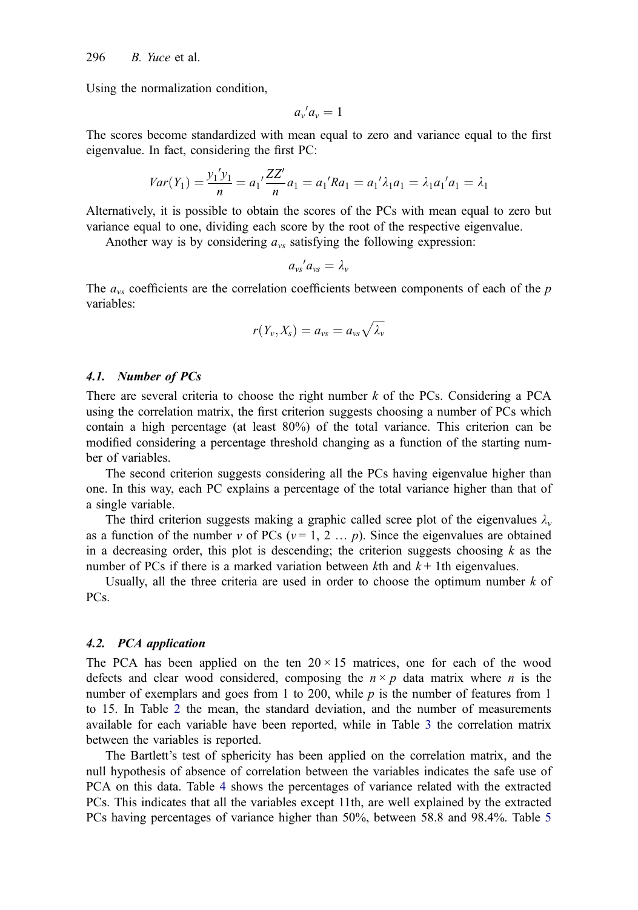Using the normalization condition,

$$a_v{}'a_v = 1$$

The scores become standardized with mean equal to zero and variance equal to the first eigenvalue. In fact, considering the first PC:

$$Var(Y_1) = \frac{y_1{}'y_1}{n} = a_1{}'\frac{ZZ'}{n}a_1 = a_1{}'Ra_1 = a_1{}'\lambda_1 a_1 = \lambda_1 a_1{}'a_1 = \lambda_1$$

Alternatively, it is possible to obtain the scores of the PCs with mean equal to zero but variance equal to one, dividing each score by the root of the respective eigenvalue.

Another way is by considering $a_{vs}$ satisfying the following expression:

$$a_{vs}{}'a_{vs} = \lambda_v$$

The $a_{vs}$ coefficients are the correlation coefficients between components of each of the $p$ variables:

$$r(Y_v, X_s) = a_{vs} = a_{vs}\sqrt{\lambda_v}$$

### 4.1. Number of PCs

There are several criteria to choose the right number $k$ of the PCs. Considering a PCA using the correlation matrix, the first criterion suggests choosing a number of PCs which contain a high percentage (at least 80%) of the total variance. This criterion can be modified considering a percentage threshold changing as a function of the starting number of variables.

The second criterion suggests considering all the PCs having eigenvalue higher than one. In this way, each PC explains a percentage of the total variance higher than that of a single variable.

The third criterion suggests making a graphic called scree plot of the eigenvalues $\lambda_v$ as a function of the number $v$ of PCs ($v = 1, 2 \ldots p$). Since the eigenvalues are obtained in a decreasing order, this plot is descending; the criterion suggests choosing $k$ as the number of PCs if there is a marked variation between $k$th and $k+1$th eigenvalues.

Usually, all the three criteria are used in order to choose the optimum number $k$ of PCs.

### 4.2. PCA application

The PCA has been applied on the ten $20 \times 15$ matrices, one for each of the wood defects and clear wood considered, composing the $n \times p$ data matrix where $n$ is the number of exemplars and goes from 1 to 200, while $p$ is the number of features from 1 to 15. In Table 2 the mean, the standard deviation, and the number of measurements available for each variable have been reported, while in Table 3 the correlation matrix between the variables is reported.

The Bartlett's test of sphericity has been applied on the correlation matrix, and the null hypothesis of absence of correlation between the variables indicates the safe use of PCA on this data. Table 4 shows the percentages of variance related with the extracted PCs. This indicates that all the variables except 11th, are well explained by the extracted PCs having percentages of variance higher than 50%, between 58.8 and 98.4%. Table 5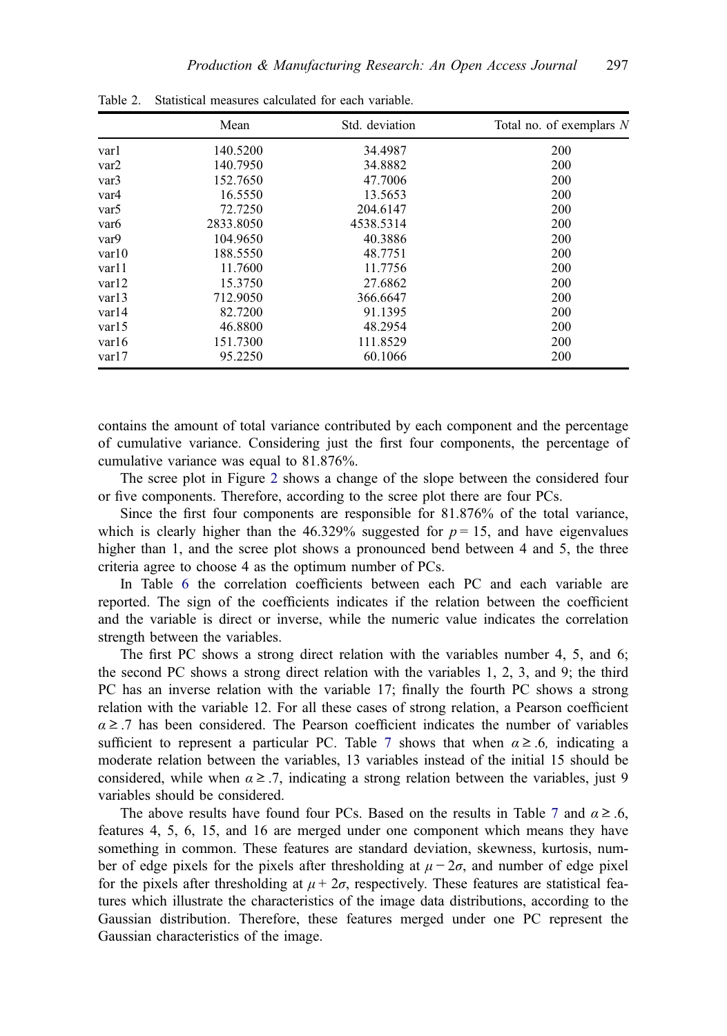Table 2. Statistical measures calculated for each variable.

| | Mean | Std. deviation | Total no. of exemplars $N$ |
|---|---|---|---|
| var1 | 140.5200 | 34.4987 | 200 |
| var2 | 140.7950 | 34.8882 | 200 |
| var3 | 152.7650 | 47.7006 | 200 |
| var4 | 16.5550 | 13.5653 | 200 |
| var5 | 72.7250 | 204.6147 | 200 |
| var6 | 2833.8050 | 4538.5314 | 200 |
| var9 | 104.9650 | 40.3886 | 200 |
| var10 | 188.5550 | 48.7751 | 200 |
| var11 | 11.7600 | 11.7756 | 200 |
| var12 | 15.3750 | 27.6862 | 200 |
| var13 | 712.9050 | 366.6647 | 200 |
| var14 | 82.7200 | 91.1395 | 200 |
| var15 | 46.8800 | 48.2954 | 200 |
| var16 | 151.7300 | 111.8529 | 200 |
| var17 | 95.2250 | 60.1066 | 200 |

contains the amount of total variance contributed by each component and the percentage of cumulative variance. Considering just the first four components, the percentage of cumulative variance was equal to 81.876%.

The scree plot in Figure 2 shows a change of the slope between the considered four or five components. Therefore, according to the scree plot there are four PCs.

Since the first four components are responsible for 81.876% of the total variance, which is clearly higher than the 46.329% suggested for $p = 15$, and have eigenvalues higher than 1, and the scree plot shows a pronounced bend between 4 and 5, the three criteria agree to choose 4 as the optimum number of PCs.

In Table 6 the correlation coefficients between each PC and each variable are reported. The sign of the coefficients indicates if the relation between the coefficient and the variable is direct or inverse, while the numeric value indicates the correlation strength between the variables.

The first PC shows a strong direct relation with the variables number 4, 5, and 6; the second PC shows a strong direct relation with the variables 1, 2, 3, and 9; the third PC has an inverse relation with the variable 17; finally the fourth PC shows a strong relation with the variable 12. For all these cases of strong relation, a Pearson coefficient $\alpha \geq .7$ has been considered. The Pearson coefficient indicates the number of variables sufficient to represent a particular PC. Table 7 shows that when $\alpha \geq .6$, indicating a moderate relation between the variables, 13 variables instead of the initial 15 should be considered, while when $\alpha \geq .7$, indicating a strong relation between the variables, just 9 variables should be considered.

The above results have found four PCs. Based on the results in Table 7 and $\alpha \geq .6$, features 4, 5, 6, 15, and 16 are merged under one component which means they have something in common. These features are standard deviation, skewness, kurtosis, number of edge pixels for the pixels after thresholding at $\mu - 2\sigma$, and number of edge pixel for the pixels after thresholding at $\mu + 2\sigma$, respectively. These features are statistical features which illustrate the characteristics of the image data distributions, according to the Gaussian distribution. Therefore, these features merged under one PC represent the Gaussian characteristics of the image.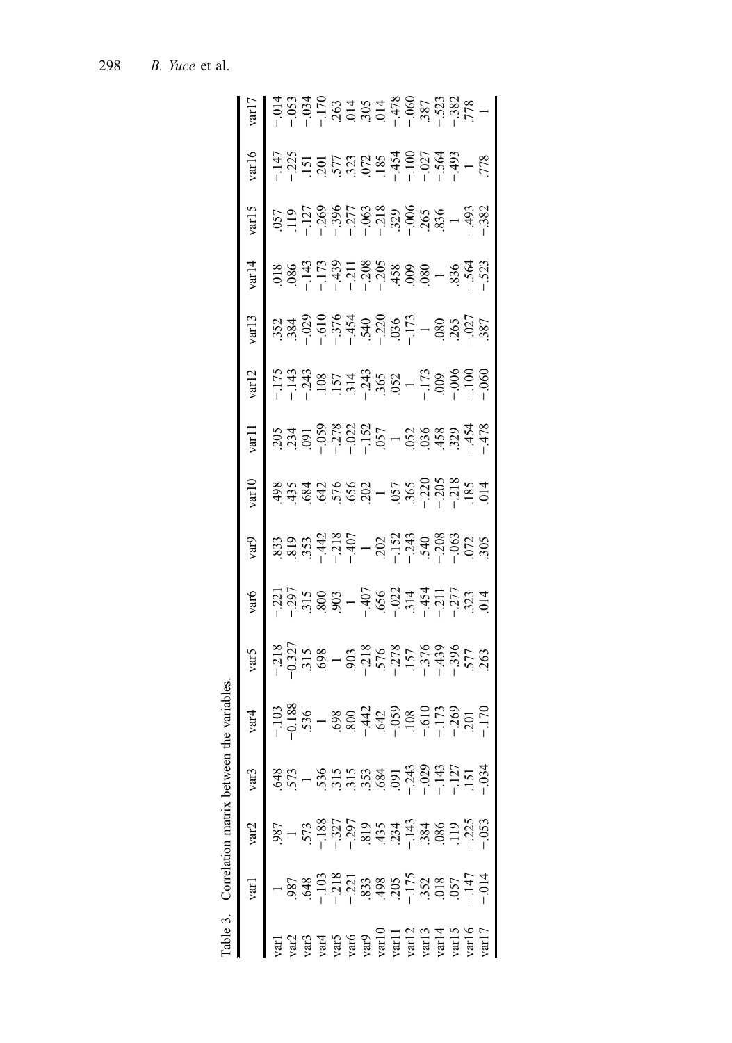Table 3. Correlation matrix between the variables.

| | var1 | var2 | var3 | var4 | var5 | var6 | var9 | var10 | var11 | var12 | var13 | var14 | var15 | var16 | var17 |
|---|---|---|---|---|---|---|---|---|---|---|---|---|---|---|---|
| var1 | 1 | .987 | .648 | -.103 | -.218 | -.221 | .833 | .498 | .205 | -.175 | .352 | .018 | .057 | -.147 | -.014 |
| var2 | .987 | 1 | .573 | -0.188 | -0.327 | -.297 | .819 | .435 | .234 | -.143 | .384 | .086 | .119 | -.225 | -.053 |
| var3 | .648 | .573 | 1 | .536 | .315 | .315 | .353 | .684 | .091 | -.243 | -.029 | -.143 | -.127 | .151 | -.034 |
| var4 | -.103 | -.188 | .536 | 1 | .698 | .800 | -.442 | .642 | -.059 | .108 | -.610 | -.173 | -.269 | .201 | -.170 |
| var5 | -.218 | -.327 | .315 | .698 | 1 | .903 | -.218 | .576 | -.278 | .157 | -.376 | -.439 | -.396 | .577 | .263 |
| var6 | -.221 | -.297 | .315 | .800 | .903 | 1 | -.407 | .656 | -.022 | .314 | -.454 | -.211 | -.277 | .323 | .014 |
| var9 | .833 | .819 | .353 | -.442 | -.218 | -.407 | 1 | .202 | -.152 | -.243 | .540 | -.208 | -.063 | .072 | .305 |
| var10 | .498 | .435 | .684 | .642 | .576 | .656 | .202 | 1 | .057 | .365 | -.220 | -.205 | -.218 | .185 | .014 |
| var11 | .205 | .234 | .091 | -.059 | -.278 | -.022 | -.152 | .057 | 1 | .052 | .036 | .458 | .329 | -.454 | -.478 |
| var12 | -.175 | -.143 | -.243 | .108 | .157 | .314 | -.243 | .365 | .052 | 1 | -.173 | .009 | -.006 | -.100 | -.060 |
| var13 | .352 | .384 | -.029 | -.610 | -.376 | -.454 | .540 | -.220 | .036 | -.173 | 1 | .080 | .265 | -.027 | .387 |
| var14 | .018 | .086 | -.143 | -.173 | -.439 | -.211 | -.208 | -.205 | .458 | .009 | .080 | 1 | .836 | -.564 | -.523 |
| var15 | .057 | .119 | -.127 | -.269 | -.396 | -.277 | -.063 | -.218 | .329 | -.006 | .265 | .836 | 1 | -.493 | -.382 |
| var16 | -.147 | -.225 | .151 | .201 | .577 | .323 | .072 | .185 | -.454 | -.100 | -.027 | -.564 | -.493 | 1 | .778 |
| var17 | -.014 | -.053 | -.034 | -.170 | .263 | .014 | .305 | .014 | -.478 | -.060 | .387 | -.523 | -.382 | .778 | 1 |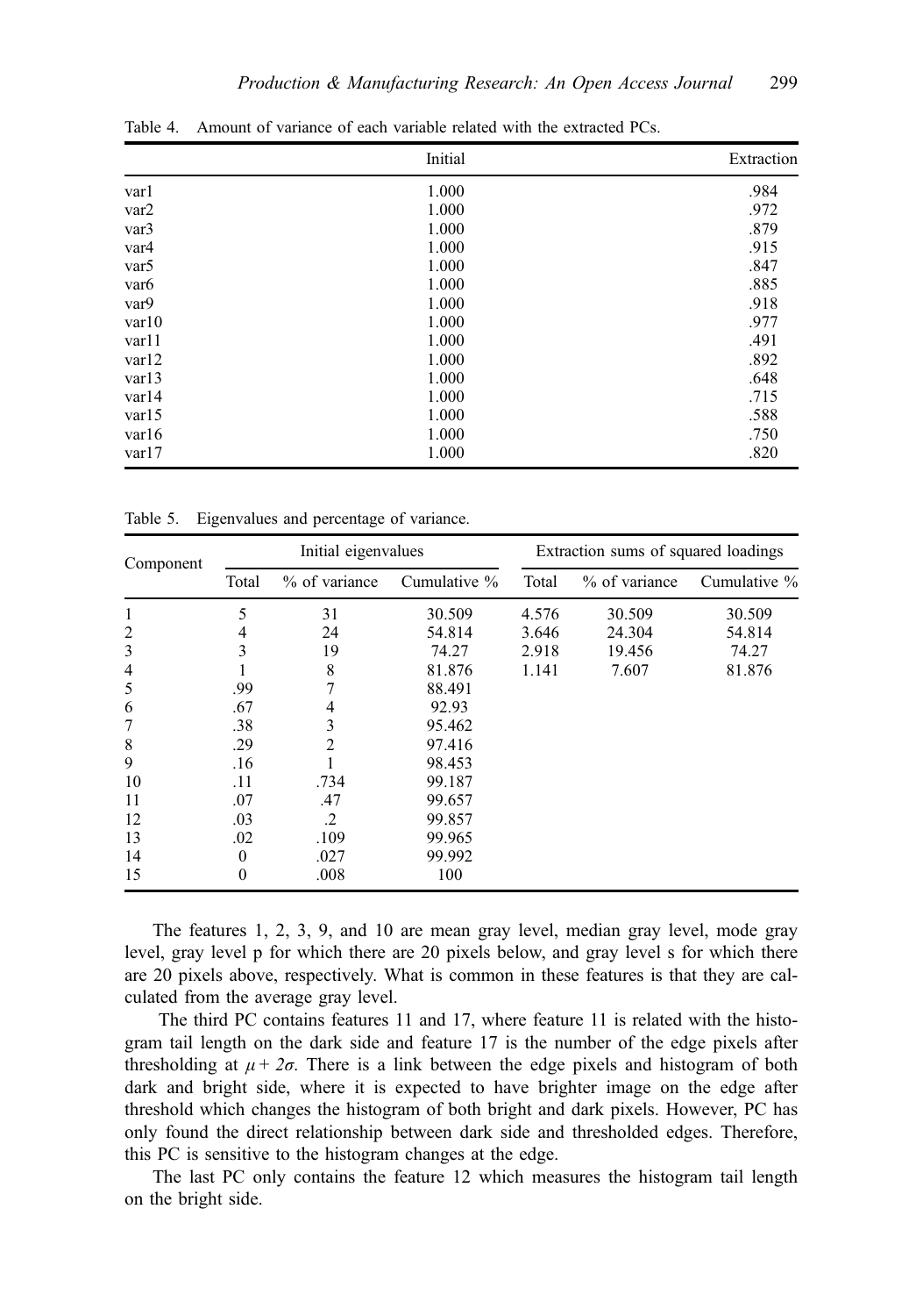Table 4. Amount of variance of each variable related with the extracted PCs.

| | Initial | Extraction |
|---|---|---|
| var1 | 1.000 | .984 |
| var2 | 1.000 | .972 |
| var3 | 1.000 | .879 |
| var4 | 1.000 | .915 |
| var5 | 1.000 | .847 |
| var6 | 1.000 | .885 |
| var9 | 1.000 | .918 |
| var10 | 1.000 | .977 |
| var11 | 1.000 | .491 |
| var12 | 1.000 | .892 |
| var13 | 1.000 | .648 |
| var14 | 1.000 | .715 |
| var15 | 1.000 | .588 |
| var16 | 1.000 | .750 |
| var17 | 1.000 | .820 |

Table 5. Eigenvalues and percentage of variance.

| Component | Initial eigenvalues | | | Extraction sums of squared loadings | | |
|---|---|---|---|---|---|---|
| | Total | % of variance | Cumulative % | Total | % of variance | Cumulative % |
| 1 | 5 | 31 | 30.509 | 4.576 | 30.509 | 30.509 |
| 2 | 4 | 24 | 54.814 | 3.646 | 24.304 | 54.814 |
| 3 | 3 | 19 | 74.27 | 2.918 | 19.456 | 74.27 |
| 4 | 1 | 8 | 81.876 | 1.141 | 7.607 | 81.876 |
| 5 | .99 | 7 | 88.491 | | | |
| 6 | .67 | 4 | 92.93 | | | |
| 7 | .38 | 3 | 95.462 | | | |
| 8 | .29 | 2 | 97.416 | | | |
| 9 | .16 | 1 | 98.453 | | | |
| 10 | .11 | .734 | 99.187 | | | |
| 11 | .07 | .47 | 99.657 | | | |
| 12 | .03 | .2 | 99.857 | | | |
| 13 | .02 | .109 | 99.965 | | | |
| 14 | 0 | .027 | 99.992 | | | |
| 15 | 0 | .008 | 100 | | | |

The features 1, 2, 3, 9, and 10 are mean gray level, median gray level, mode gray level, gray level p for which there are 20 pixels below, and gray level s for which there are 20 pixels above, respectively. What is common in these features is that they are calculated from the average gray level.

The third PC contains features 11 and 17, where feature 11 is related with the histogram tail length on the dark side and feature 17 is the number of the edge pixels after thresholding at $\mu + 2\sigma$. There is a link between the edge pixels and histogram of both dark and bright side, where it is expected to have brighter image on the edge after threshold which changes the histogram of both bright and dark pixels. However, PC has only found the direct relationship between dark side and thresholded edges. Therefore, this PC is sensitive to the histogram changes at the edge.

The last PC only contains the feature 12 which measures the histogram tail length on the bright side.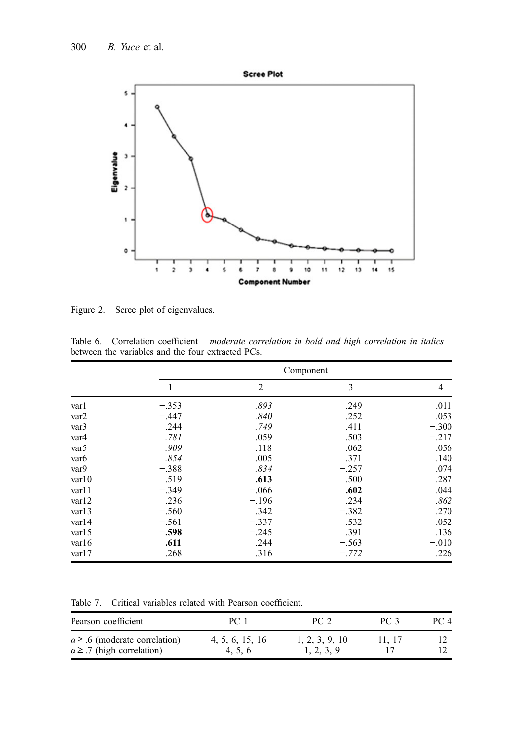Figure 2. Scree plot of eigenvalues.

Table 6. Correlation coefficient – *moderate correlation in bold and high correlation in italics* – between the variables and the four extracted PCs.

| | Component | | | |
|---|---|---|---|---|
| | 1 | 2 | 3 | 4 |
| var1 | −.353 | *.893* | .249 | .011 |
| var2 | −.447 | *.840* | .252 | .053 |
| var3 | .244 | *.749* | .411 | −.300 |
| var4 | *.781* | .059 | .503 | −.217 |
| var5 | *.909* | .118 | .062 | .056 |
| var6 | *.854* | .005 | .371 | .140 |
| var9 | −.388 | *.834* | −.257 | .074 |
| var10 | .519 | **.613** | .500 | .287 |
| var11 | −.349 | −.066 | **.602** | .044 |
| var12 | .236 | −.196 | .234 | *.862* |
| var13 | −.560 | .342 | −.382 | .270 |
| var14 | −.561 | −.337 | .532 | .052 |
| var15 | **−.598** | −.245 | .391 | .136 |
| var16 | **.611** | .244 | −.563 | −.010 |
| var17 | .268 | .316 | *−.772* | .226 |

Table 7. Critical variables related with Pearson coefficient.

| Pearson coefficient | PC 1 | PC 2 | PC 3 | PC 4 |
|---|---|---|---|---|
| $\alpha \geq .6$ (moderate correlation) | 4, 5, 6, 15, 16 | 1, 2, 3, 9, 10 | 11, 17 | 12 |
| $\alpha \geq .7$ (high correlation) | 4, 5, 6 | 1, 2, 3, 9 | 17 | 12 |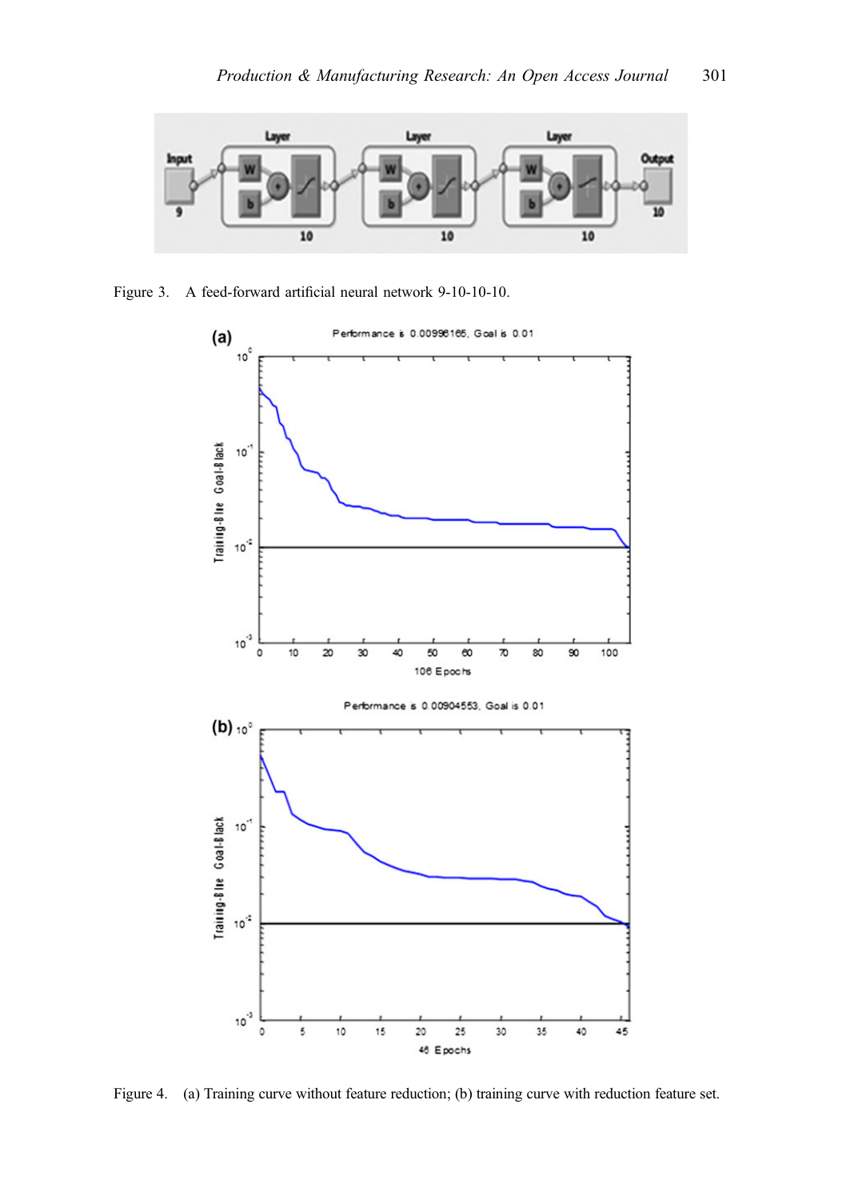Figure 3. A feed-forward artificial neural network 9-10-10-10.

Figure 4. (a) Training curve without feature reduction; (b) training curve with reduction feature set.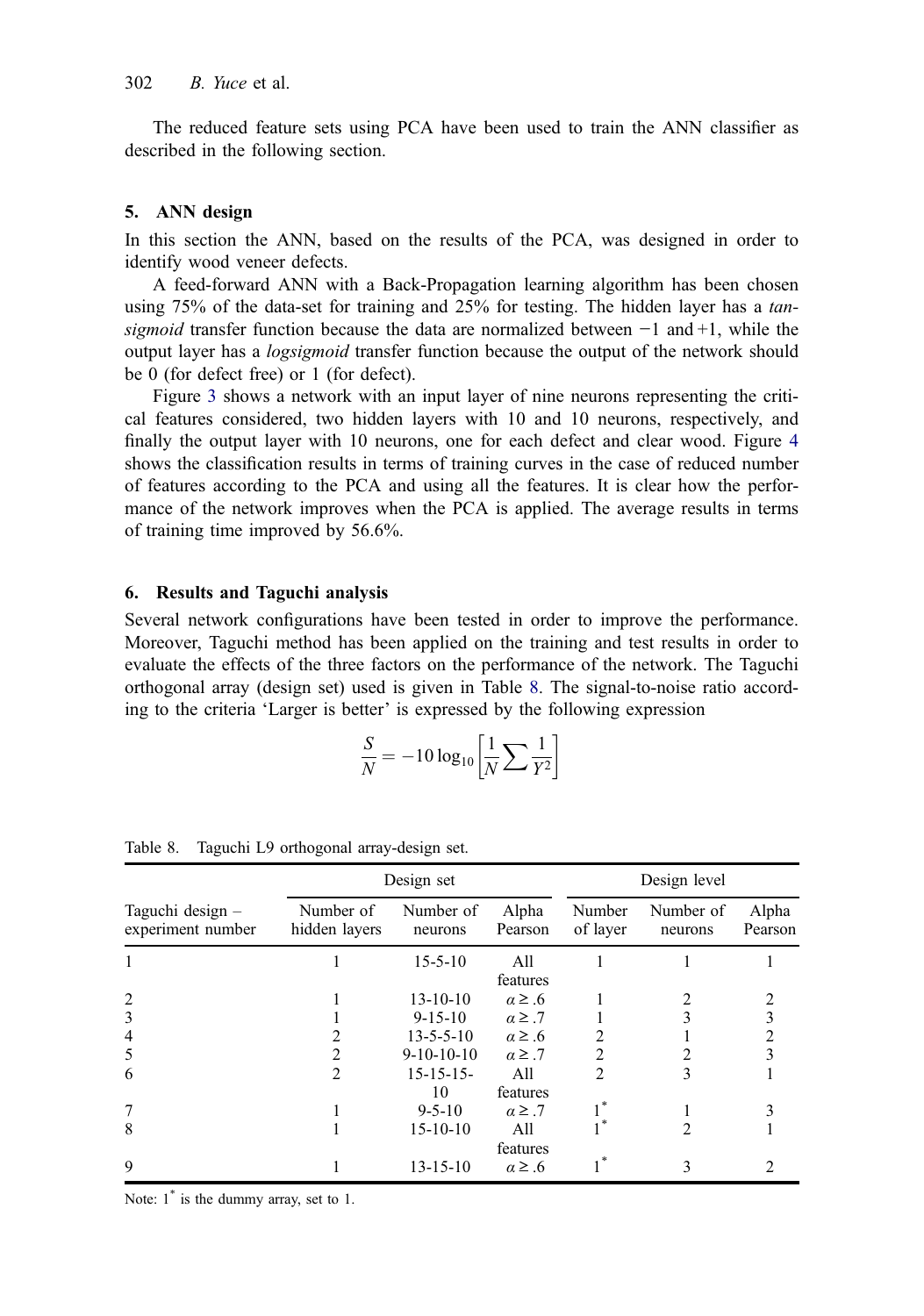The reduced feature sets using PCA have been used to train the ANN classifier as described in the following section.

## 5. ANN design

In this section the ANN, based on the results of the PCA, was designed in order to identify wood veneer defects.

A feed-forward ANN with a Back-Propagation learning algorithm has been chosen using 75% of the data-set for training and 25% for testing. The hidden layer has a *tansigmoid* transfer function because the data are normalized between −1 and +1, while the output layer has a *logsigmoid* transfer function because the output of the network should be 0 (for defect free) or 1 (for defect).

Figure 3 shows a network with an input layer of nine neurons representing the critical features considered, two hidden layers with 10 and 10 neurons, respectively, and finally the output layer with 10 neurons, one for each defect and clear wood. Figure 4 shows the classification results in terms of training curves in the case of reduced number of features according to the PCA and using all the features. It is clear how the performance of the network improves when the PCA is applied. The average results in terms of training time improved by 56.6%.

## 6. Results and Taguchi analysis

Several network configurations have been tested in order to improve the performance. Moreover, Taguchi method has been applied on the training and test results in order to evaluate the effects of the three factors on the performance of the network. The Taguchi orthogonal array (design set) used is given in Table 8. The signal-to-noise ratio according to the criteria 'Larger is better' is expressed by the following expression

$$\frac{S}{N} = -10\log_{10}\left[\frac{1}{N}\sum\frac{1}{Y^2}\right]$$

Table 8. Taguchi L9 orthogonal array-design set.

| | Design set | | | Design level | | |
|---|---|---|---|---|---|---|
| Taguchi design – experiment number | Number of hidden layers | Number of neurons | Alpha Pearson | Number of layer | Number of neurons | Alpha Pearson |
| 1 | 1 | 15-5-10 | All features | 1 | 1 | 1 |
| 2 | 1 | 13-10-10 | $\alpha \geq .6$ | 1 | 2 | 2 |
| 3 | 1 | 9-15-10 | $\alpha \geq .7$ | 1 | 3 | 3 |
| 4 | 2 | 13-5-5-10 | $\alpha \geq .6$ | 2 | 1 | 2 |
| 5 | 2 | 9-10-10-10 | $\alpha \geq .7$ | 2 | 2 | 3 |
| 6 | 2 | 15-15-15-10 | All features | 2 | 3 | 1 |
| 7 | 1 | 9-5-10 | $\alpha \geq .7$ | $1^*$ | 1 | 3 |
| 8 | 1 | 15-10-10 | All features | $1^*$ | 2 | 1 |
| 9 | 1 | 13-15-10 | $\alpha \geq .6$ | $1^*$ | 3 | 2 |

Note: $1^*$ is the dummy array, set to 1.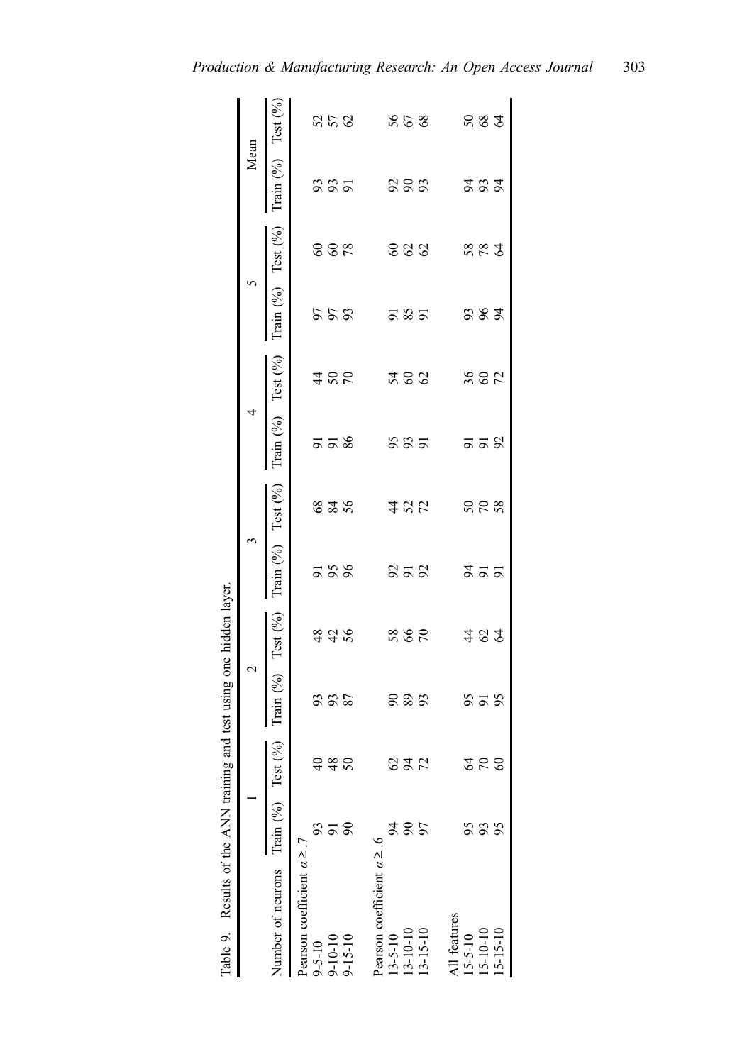Table 9. Results of the ANN training and test using one hidden layer.

| Number of neurons | 1 | | 2 | | 3 | | 4 | | 5 | | Mean | |
|---|---|---|---|---|---|---|---|---|---|---|---|---|
| | Train (%) | Test (%) | Train (%) | Test (%) | Train (%) | Test (%) | Train (%) | Test (%) | Train (%) | Test (%) | Train (%) | Test (%) |
| Pearson coefficient $\alpha \geq .7$ | | | | | | | | | | | | |
| 9-5-10 | 93 | 40 | 93 | 48 | 91 | 68 | 91 | 44 | 97 | 60 | 93 | 52 |
| 9-10-10 | 91 | 48 | 93 | 42 | 95 | 84 | 91 | 50 | 97 | 60 | 93 | 57 |
| 9-15-10 | 90 | 50 | 87 | 56 | 96 | 56 | 86 | 70 | 93 | 78 | 91 | 62 |
| Pearson coefficient $\alpha \geq .6$ | | | | | | | | | | | | |
| 13-5-10 | 94 | 62 | 90 | 58 | 92 | 44 | 95 | 54 | 91 | 60 | 92 | 56 |
| 13-10-10 | 90 | 94 | 89 | 66 | 91 | 52 | 93 | 60 | 85 | 62 | 90 | 67 |
| 13-15-10 | 97 | 72 | 93 | 70 | 92 | 72 | 91 | 62 | 91 | 62 | 93 | 68 |
| All features | | | | | | | | | | | | |
| 15-5-10 | 95 | 64 | 95 | 44 | 94 | 50 | 91 | 36 | 93 | 58 | 94 | 50 |
| 15-10-10 | 93 | 70 | 91 | 62 | 91 | 70 | 91 | 60 | 96 | 78 | 93 | 68 |
| 15-15-10 | 95 | 60 | 95 | 64 | 91 | 58 | 92 | 72 | 94 | 64 | 94 | 64 |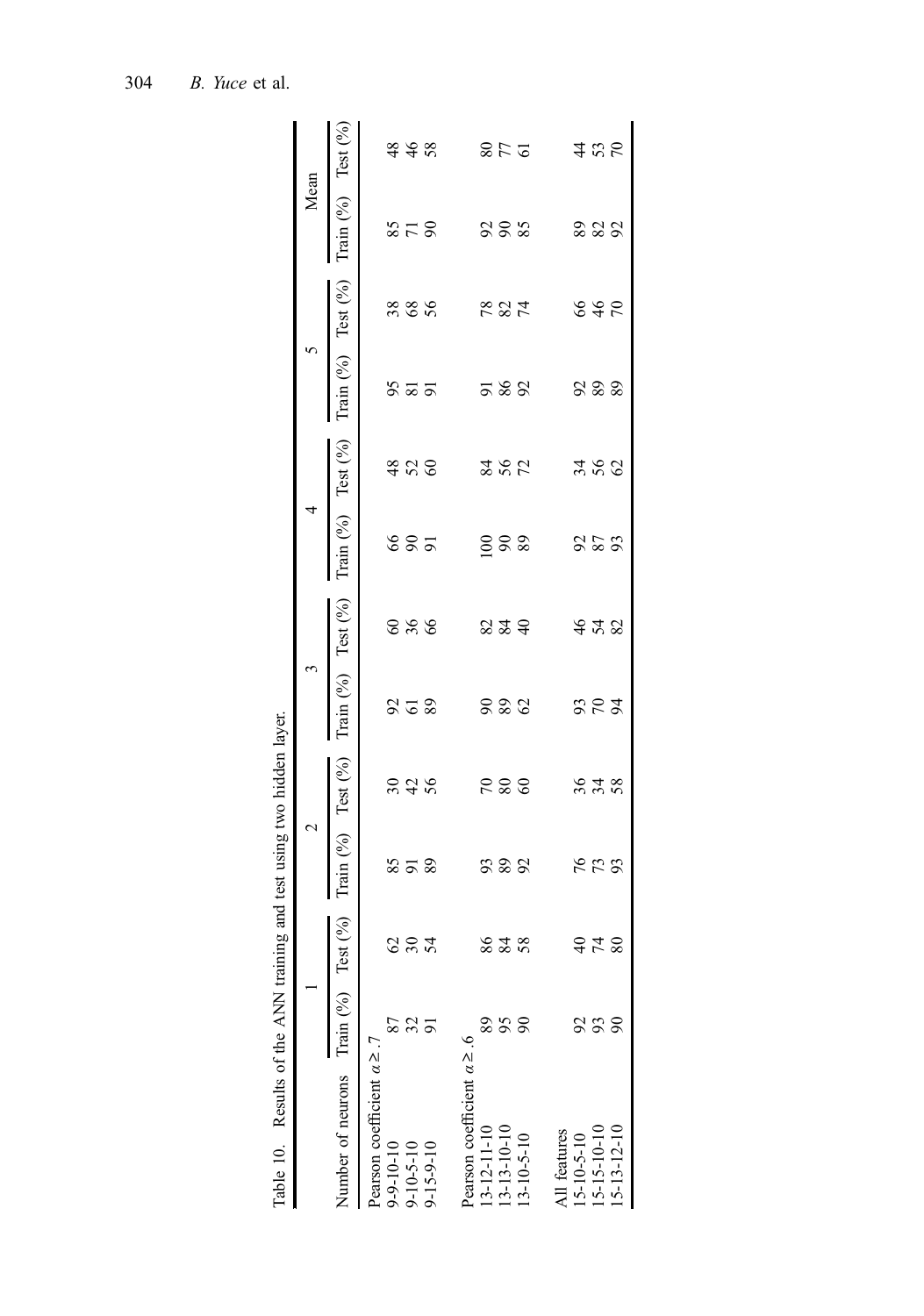Table 10. Results of the ANN training and test using two hidden layer.

| Number of neurons | 1 | | 2 | | 3 | | 4 | | 5 | | Mean | |
|---|---|---|---|---|---|---|---|---|---|---|---|---|
| | Train (%) | Test (%) | Train (%) | Test (%) | Train (%) | Test (%) | Train (%) | Test (%) | Train (%) | Test (%) | Train (%) | Test (%) |
| Pearson coefficient $\alpha \geq .7$ | | | | | | | | | | | | |
| 9-9-10-10 | 87 | 62 | 85 | 30 | 92 | 60 | 66 | 48 | 95 | 38 | 85 | 48 |
| 9-10-5-10 | 32 | 30 | 91 | 42 | 61 | 36 | 90 | 52 | 81 | 68 | 71 | 46 |
| 9-15-9-10 | 91 | 54 | 89 | 56 | 89 | 66 | 91 | 60 | 91 | 56 | 90 | 58 |
| Pearson coefficient $\alpha \geq .6$ | | | | | | | | | | | | |
| 13-12-11-10 | 89 | 86 | 93 | 70 | 90 | 82 | 100 | 84 | 91 | 78 | 92 | 80 |
| 13-13-10-10 | 95 | 84 | 89 | 80 | 89 | 84 | 90 | 56 | 86 | 82 | 90 | 77 |
| 13-10-5-10 | 90 | 58 | 92 | 60 | 62 | 40 | 89 | 72 | 92 | 74 | 85 | 61 |
| All features | | | | | | | | | | | | |
| 15-10-5-10 | 92 | 40 | 76 | 36 | 93 | 46 | 92 | 34 | 92 | 66 | 89 | 44 |
| 15-15-10-10 | 93 | 74 | 73 | 34 | 70 | 54 | 87 | 56 | 89 | 46 | 82 | 53 |
| 15-13-12-10 | 90 | 80 | 93 | 58 | 94 | 82 | 93 | 62 | 89 | 70 | 92 | 70 |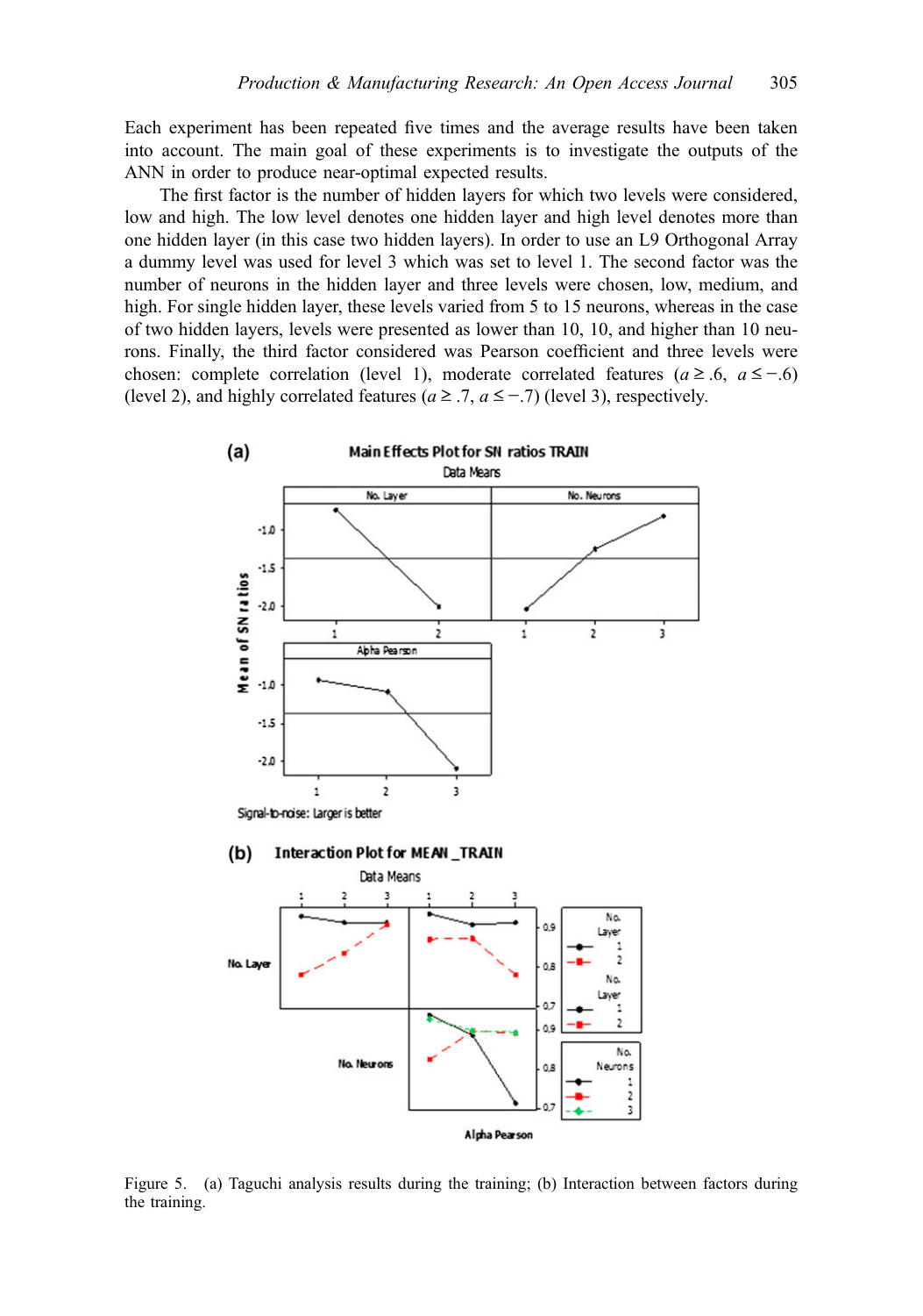Each experiment has been repeated five times and the average results have been taken into account. The main goal of these experiments is to investigate the outputs of the ANN in order to produce near-optimal expected results.

The first factor is the number of hidden layers for which two levels were considered, low and high. The low level denotes one hidden layer and high level denotes more than one hidden layer (in this case two hidden layers). In order to use an L9 Orthogonal Array a dummy level was used for level 3 which was set to level 1. The second factor was the number of neurons in the hidden layer and three levels were chosen, low, medium, and high. For single hidden layer, these levels varied from 5 to 15 neurons, whereas in the case of two hidden layers, levels were presented as lower than 10, 10, and higher than 10 neurons. Finally, the third factor considered was Pearson coefficient and three levels were chosen: complete correlation (level 1), moderate correlated features ($a \geq .6$, $a \leq -.6$) (level 2), and highly correlated features ($a \geq .7$, $a \leq -.7$) (level 3), respectively.

Figure 5. (a) Taguchi analysis results during the training; (b) Interaction between factors during the training.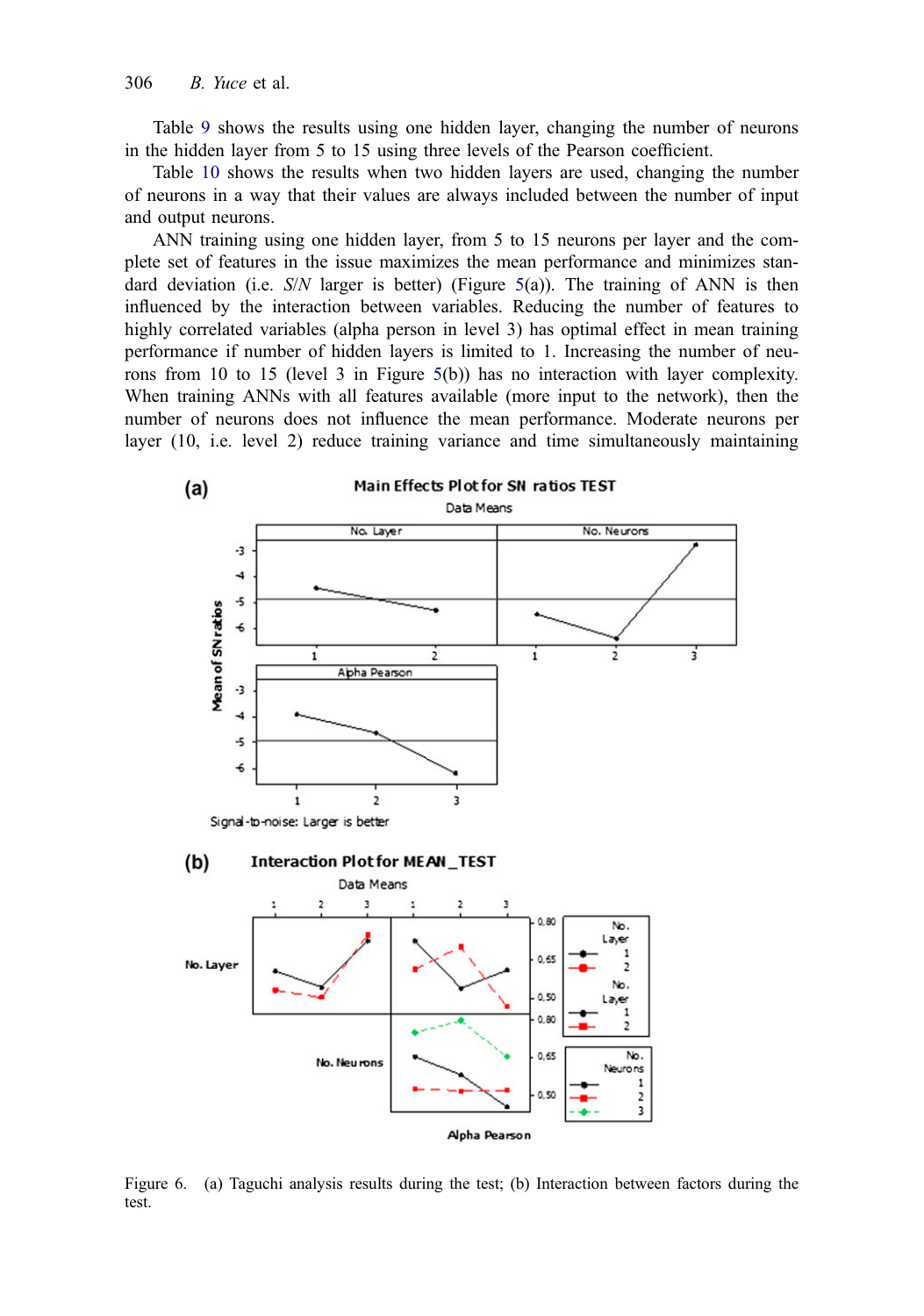Table 9 shows the results using one hidden layer, changing the number of neurons in the hidden layer from 5 to 15 using three levels of the Pearson coefficient.

Table 10 shows the results when two hidden layers are used, changing the number of neurons in a way that their values are always included between the number of input and output neurons.

ANN training using one hidden layer, from 5 to 15 neurons per layer and the complete set of features in the issue maximizes the mean performance and minimizes standard deviation (i.e. *S/N* larger is better) (Figure 5(a)). The training of ANN is then influenced by the interaction between variables. Reducing the number of features to highly correlated variables (alpha person in level 3) has optimal effect in mean training performance if number of hidden layers is limited to 1. Increasing the number of neurons from 10 to 15 (level 3 in Figure 5(b)) has no interaction with layer complexity. When training ANNs with all features available (more input to the network), then the number of neurons does not influence the mean performance. Moderate neurons per layer (10, i.e. level 2) reduce training variance and time simultaneously maintaining

Figure 6. (a) Taguchi analysis results during the test; (b) Interaction between factors during the test.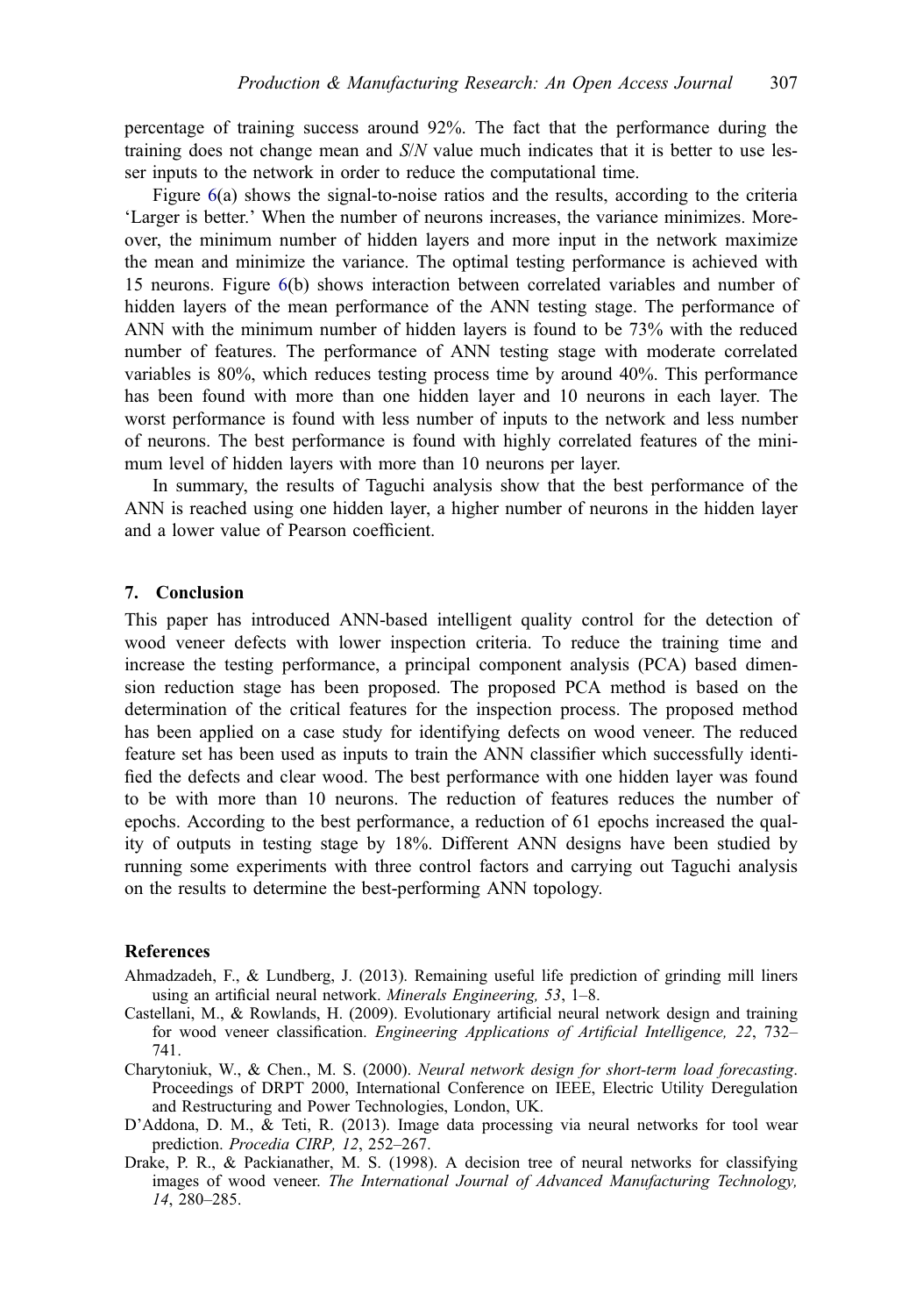percentage of training success around 92%. The fact that the performance during the training does not change mean and *S*/*N* value much indicates that it is better to use lesser inputs to the network in order to reduce the computational time.

Figure 6(a) shows the signal-to-noise ratios and the results, according to the criteria 'Larger is better.' When the number of neurons increases, the variance minimizes. Moreover, the minimum number of hidden layers and more input in the network maximize the mean and minimize the variance. The optimal testing performance is achieved with 15 neurons. Figure 6(b) shows interaction between correlated variables and number of hidden layers of the mean performance of the ANN testing stage. The performance of ANN with the minimum number of hidden layers is found to be 73% with the reduced number of features. The performance of ANN testing stage with moderate correlated variables is 80%, which reduces testing process time by around 40%. This performance has been found with more than one hidden layer and 10 neurons in each layer. The worst performance is found with less number of inputs to the network and less number of neurons. The best performance is found with highly correlated features of the minimum level of hidden layers with more than 10 neurons per layer.

In summary, the results of Taguchi analysis show that the best performance of the ANN is reached using one hidden layer, a higher number of neurons in the hidden layer and a lower value of Pearson coefficient.

## 7. Conclusion

This paper has introduced ANN-based intelligent quality control for the detection of wood veneer defects with lower inspection criteria. To reduce the training time and increase the testing performance, a principal component analysis (PCA) based dimension reduction stage has been proposed. The proposed PCA method is based on the determination of the critical features for the inspection process. The proposed method has been applied on a case study for identifying defects on wood veneer. The reduced feature set has been used as inputs to train the ANN classifier which successfully identified the defects and clear wood. The best performance with one hidden layer was found to be with more than 10 neurons. The reduction of features reduces the number of epochs. According to the best performance, a reduction of 61 epochs increased the quality of outputs in testing stage by 18%. Different ANN designs have been studied by running some experiments with three control factors and carrying out Taguchi analysis on the results to determine the best-performing ANN topology.

## References

Ahmadzadeh, F., & Lundberg, J. (2013). Remaining useful life prediction of grinding mill liners using an artificial neural network. *Minerals Engineering, 53*, 1–8.

Castellani, M., & Rowlands, H. (2009). Evolutionary artificial neural network design and training for wood veneer classification. *Engineering Applications of Artificial Intelligence, 22*, 732–741.

Charytoniuk, W., & Chen., M. S. (2000). *Neural network design for short-term load forecasting*. Proceedings of DRPT 2000, International Conference on IEEE, Electric Utility Deregulation and Restructuring and Power Technologies, London, UK.

D'Addona, D. M., & Teti, R. (2013). Image data processing via neural networks for tool wear prediction. *Procedia CIRP, 12*, 252–267.

Drake, P. R., & Packianather, M. S. (1998). A decision tree of neural networks for classifying images of wood veneer. *The International Journal of Advanced Manufacturing Technology, 14*, 280–285.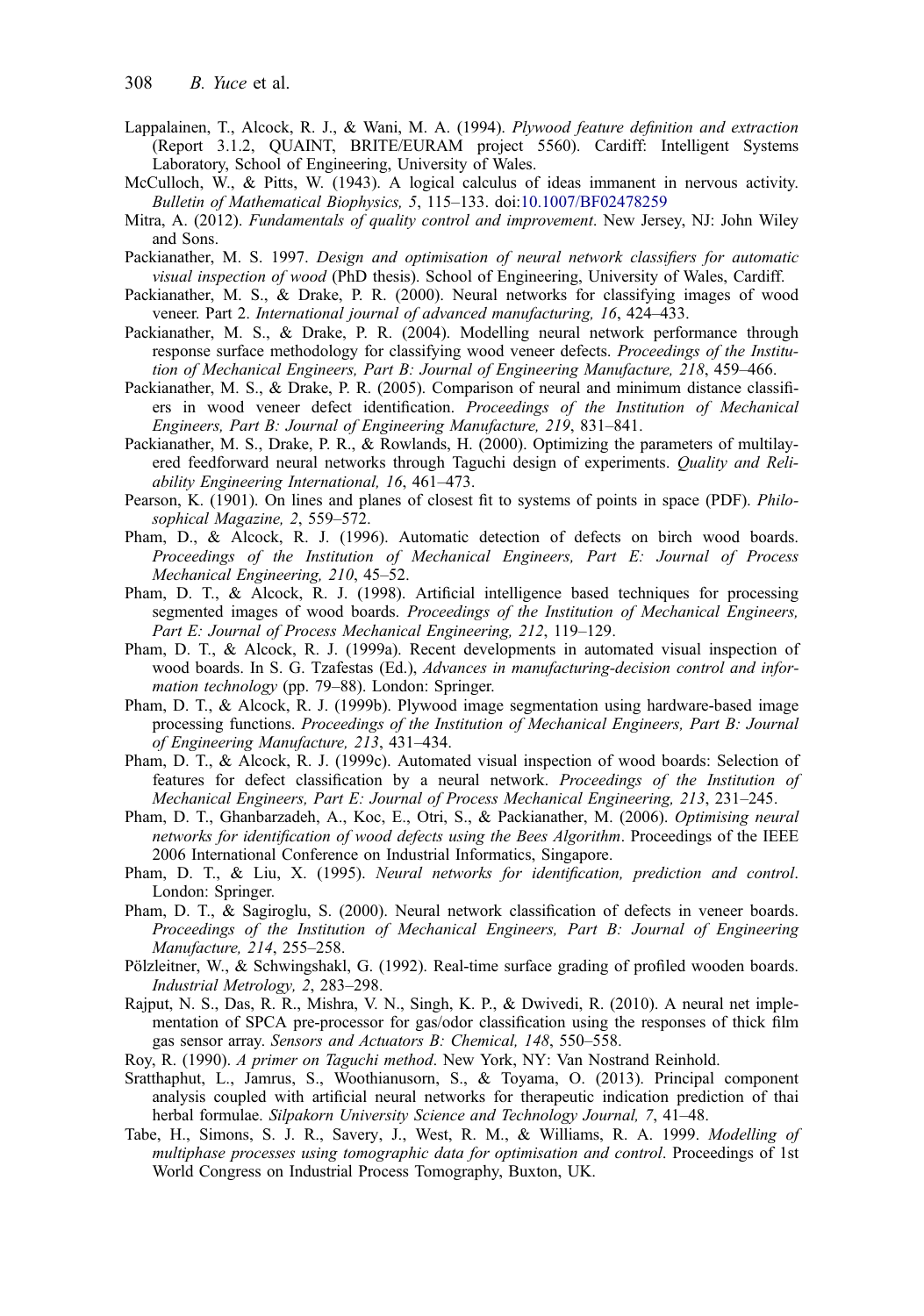Lappalainen, T., Alcock, R. J., & Wani, M. A. (1994). *Plywood feature definition and extraction* (Report 3.1.2, QUAINT, BRITE/EURAM project 5560). Cardiff: Intelligent Systems Laboratory, School of Engineering, University of Wales.

McCulloch, W., & Pitts, W. (1943). A logical calculus of ideas immanent in nervous activity. *Bulletin of Mathematical Biophysics, 5*, 115–133. doi:10.1007/BF02478259

Mitra, A. (2012). *Fundamentals of quality control and improvement*. New Jersey, NJ: John Wiley and Sons.

Packianather, M. S. 1997. *Design and optimisation of neural network classifiers for automatic visual inspection of wood* (PhD thesis). School of Engineering, University of Wales, Cardiff.

Packianather, M. S., & Drake, P. R. (2000). Neural networks for classifying images of wood veneer. Part 2. *International journal of advanced manufacturing, 16*, 424–433.

Packianather, M. S., & Drake, P. R. (2004). Modelling neural network performance through response surface methodology for classifying wood veneer defects. *Proceedings of the Institution of Mechanical Engineers, Part B: Journal of Engineering Manufacture, 218*, 459–466.

Packianather, M. S., & Drake, P. R. (2005). Comparison of neural and minimum distance classifiers in wood veneer defect identification. *Proceedings of the Institution of Mechanical Engineers, Part B: Journal of Engineering Manufacture, 219*, 831–841.

Packianather, M. S., Drake, P. R., & Rowlands, H. (2000). Optimizing the parameters of multilayered feedforward neural networks through Taguchi design of experiments. *Quality and Reliability Engineering International, 16*, 461–473.

Pearson, K. (1901). On lines and planes of closest fit to systems of points in space (PDF). *Philosophical Magazine, 2*, 559–572.

Pham, D., & Alcock, R. J. (1996). Automatic detection of defects on birch wood boards. *Proceedings of the Institution of Mechanical Engineers, Part E: Journal of Process Mechanical Engineering, 210*, 45–52.

Pham, D. T., & Alcock, R. J. (1998). Artificial intelligence based techniques for processing segmented images of wood boards. *Proceedings of the Institution of Mechanical Engineers, Part E: Journal of Process Mechanical Engineering, 212*, 119–129.

Pham, D. T., & Alcock, R. J. (1999a). Recent developments in automated visual inspection of wood boards. In S. G. Tzafestas (Ed.), *Advances in manufacturing-decision control and information technology* (pp. 79–88). London: Springer.

Pham, D. T., & Alcock, R. J. (1999b). Plywood image segmentation using hardware-based image processing functions. *Proceedings of the Institution of Mechanical Engineers, Part B: Journal of Engineering Manufacture, 213*, 431–434.

Pham, D. T., & Alcock, R. J. (1999c). Automated visual inspection of wood boards: Selection of features for defect classification by a neural network. *Proceedings of the Institution of Mechanical Engineers, Part E: Journal of Process Mechanical Engineering, 213*, 231–245.

Pham, D. T., Ghanbarzadeh, A., Koc, E., Otri, S., & Packianather, M. (2006). *Optimising neural networks for identification of wood defects using the Bees Algorithm*. Proceedings of the IEEE 2006 International Conference on Industrial Informatics, Singapore.

Pham, D. T., & Liu, X. (1995). *Neural networks for identification, prediction and control*. London: Springer.

Pham, D. T., & Sagiroglu, S. (2000). Neural network classification of defects in veneer boards. *Proceedings of the Institution of Mechanical Engineers, Part B: Journal of Engineering Manufacture, 214*, 255–258.

Pölzleitner, W., & Schwingshakl, G. (1992). Real-time surface grading of profiled wooden boards. *Industrial Metrology, 2*, 283–298.

Rajput, N. S., Das, R. R., Mishra, V. N., Singh, K. P., & Dwivedi, R. (2010). A neural net implementation of SPCA pre-processor for gas/odor classification using the responses of thick film gas sensor array. *Sensors and Actuators B: Chemical, 148*, 550–558.

Roy, R. (1990). *A primer on Taguchi method*. New York, NY: Van Nostrand Reinhold.

Sratthaphut, L., Jamrus, S., Woothianusorn, S., & Toyama, O. (2013). Principal component analysis coupled with artificial neural networks for therapeutic indication prediction of thai herbal formulae. *Silpakorn University Science and Technology Journal, 7*, 41–48.

Tabe, H., Simons, S. J. R., Savery, J., West, R. M., & Williams, R. A. 1999. *Modelling of multiphase processes using tomographic data for optimisation and control*. Proceedings of 1st World Congress on Industrial Process Tomography, Buxton, UK.